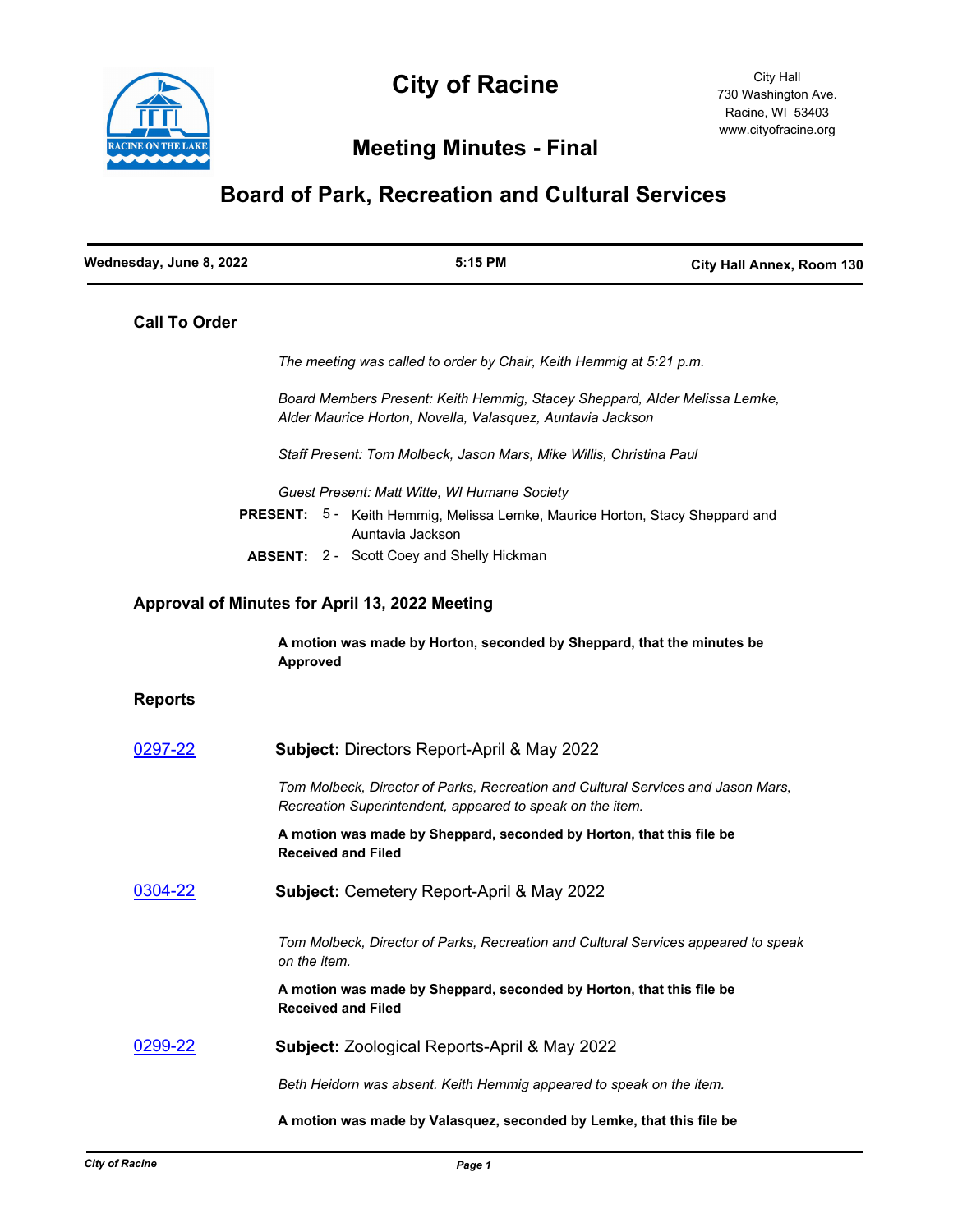# City of Racine

City Hall
730 Washington Ave.
Racine, WI 53403
www.cityofracine.org

## Meeting Minutes - Final

# Board of Park, Recreation and Cultural Services

**Wednesday, June 8, 2022** | **5:15 PM** | **City Hall Annex, Room 130**

### Call To Order

*The meeting was called to order by Chair, Keith Hemmig at 5:21 p.m.*

*Board Members Present: Keith Hemmig, Stacey Sheppard, Alder Melissa Lemke, Alder Maurice Horton, Novella, Valasquez, Auntavia Jackson*

*Staff Present: Tom Molbeck, Jason Mars, Mike Willis, Christina Paul*

*Guest Present: Matt Witte, WI Humane Society*

**PRESENT:** 5 - Keith Hemmig, Melissa Lemke, Maurice Horton, Stacy Sheppard and Auntavia Jackson

**ABSENT:** 2 - Scott Coey and Shelly Hickman

### Approval of Minutes for April 13, 2022 Meeting

**A motion was made by Horton, seconded by Sheppard, that the minutes be Approved**

### Reports

**0297-22** **Subject:** Directors Report-April & May 2022

*Tom Molbeck, Director of Parks, Recreation and Cultural Services and Jason Mars, Recreation Superintendent, appeared to speak on the item.*

**A motion was made by Sheppard, seconded by Horton, that this file be Received and Filed**

**0304-22** **Subject:** Cemetery Report-April & May 2022

*Tom Molbeck, Director of Parks, Recreation and Cultural Services appeared to speak on the item.*

**A motion was made by Sheppard, seconded by Horton, that this file be Received and Filed**

**0299-22** **Subject:** Zoological Reports-April & May 2022

*Beth Heidorn was absent. Keith Hemmig appeared to speak on the item.*

**A motion was made by Valasquez, seconded by Lemke, that this file be**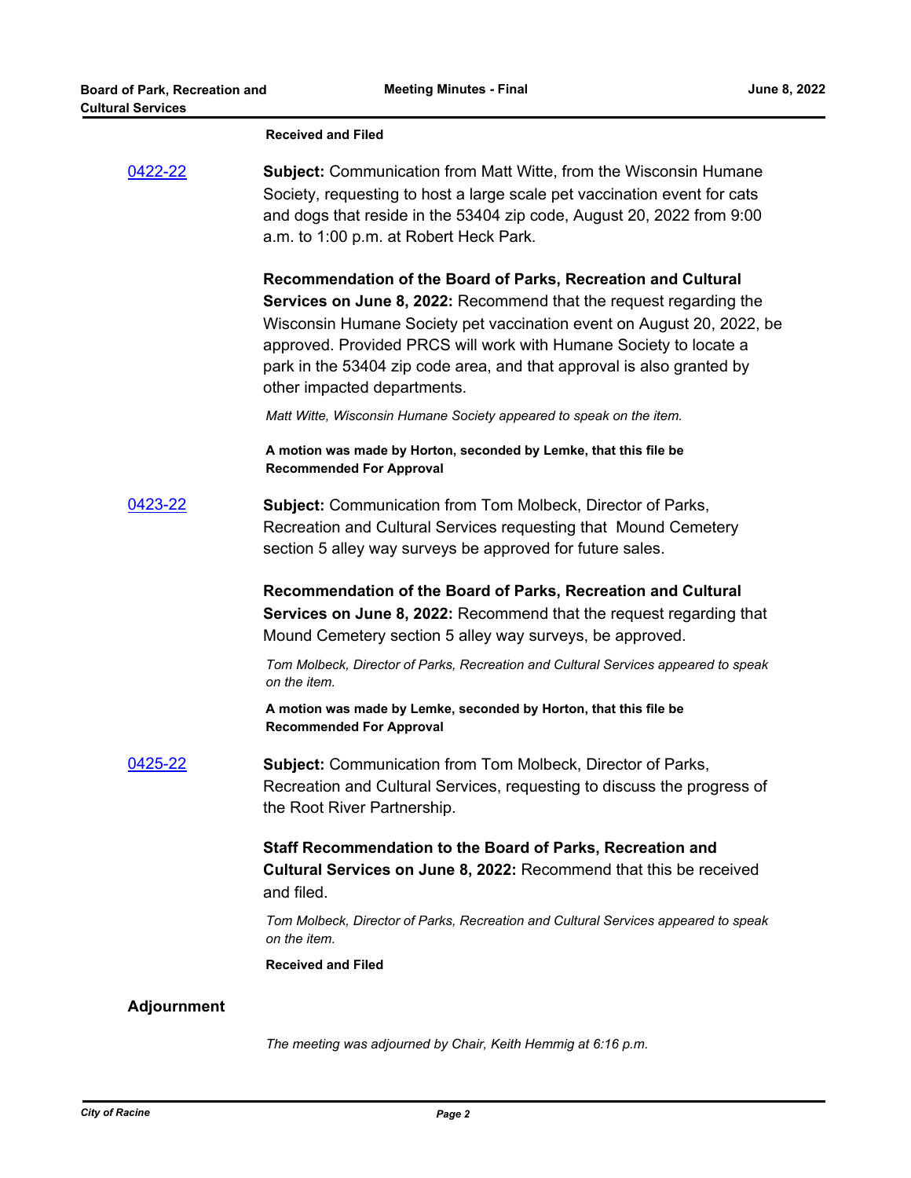**Received and Filed**

[0422-22](#) **Subject:** Communication from Matt Witte, from the Wisconsin Humane Society, requesting to host a large scale pet vaccination event for cats and dogs that reside in the 53404 zip code, August 20, 2022 from 9:00 a.m. to 1:00 p.m. at Robert Heck Park.

**Recommendation of the Board of Parks, Recreation and Cultural Services on June 8, 2022:** Recommend that the request regarding the Wisconsin Humane Society pet vaccination event on August 20, 2022, be approved. Provided PRCS will work with Humane Society to locate a park in the 53404 zip code area, and that approval is also granted by other impacted departments.

*Matt Witte, Wisconsin Humane Society appeared to speak on the item.*

**A motion was made by Horton, seconded by Lemke, that this file be Recommended For Approval**

[0423-22](#) **Subject:** Communication from Tom Molbeck, Director of Parks, Recreation and Cultural Services requesting that Mound Cemetery section 5 alley way surveys be approved for future sales.

**Recommendation of the Board of Parks, Recreation and Cultural Services on June 8, 2022:** Recommend that the request regarding that Mound Cemetery section 5 alley way surveys, be approved.

*Tom Molbeck, Director of Parks, Recreation and Cultural Services appeared to speak on the item.*

**A motion was made by Lemke, seconded by Horton, that this file be Recommended For Approval**

[0425-22](#) **Subject:** Communication from Tom Molbeck, Director of Parks, Recreation and Cultural Services, requesting to discuss the progress of the Root River Partnership.

**Staff Recommendation to the Board of Parks, Recreation and Cultural Services on June 8, 2022:** Recommend that this be received and filed.

*Tom Molbeck, Director of Parks, Recreation and Cultural Services appeared to speak on the item.*

**Received and Filed**

## Adjournment

*The meeting was adjourned by Chair, Keith Hemmig at 6:16 p.m.*